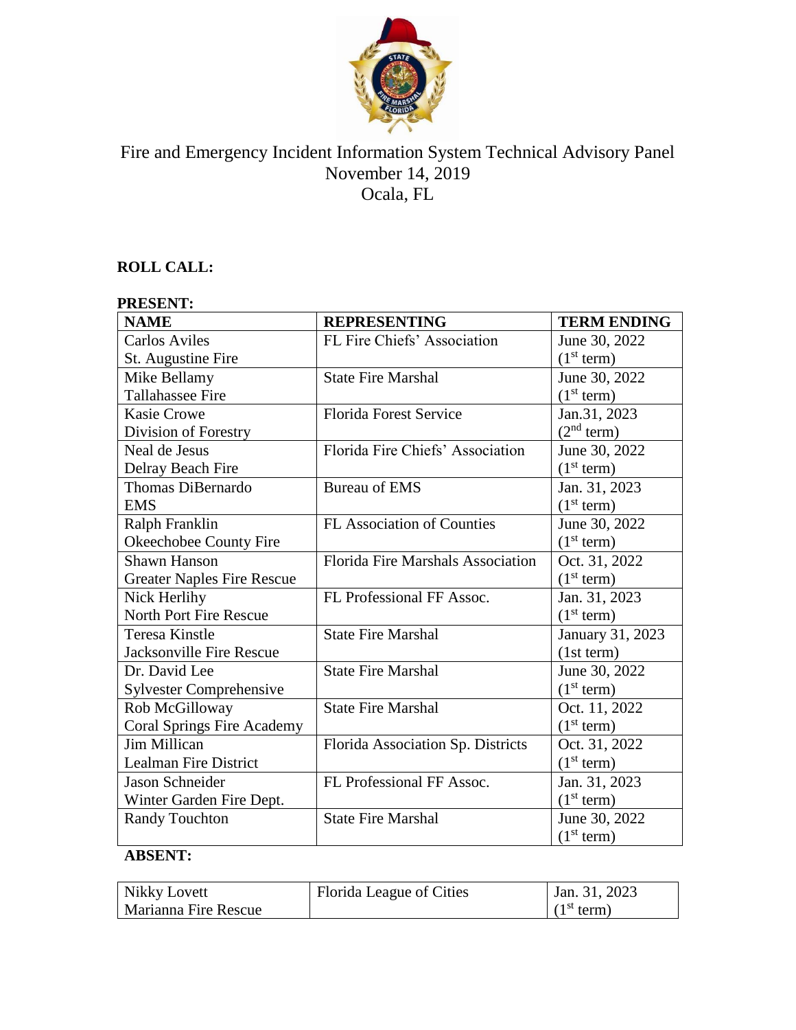# Fire and Emergency Incident Information System Technical Advisory Panel
November 14, 2019
Ocala, FL

**ROLL CALL:**

**PRESENT:**

| NAME | REPRESENTING | TERM ENDING |
|---|---|---|
| Carlos Aviles<br>St. Augustine Fire | FL Fire Chiefs' Association | June 30, 2022<br>(1st term) |
| Mike Bellamy<br>Tallahassee Fire | State Fire Marshal | June 30, 2022<br>(1st term) |
| Kasie Crowe<br>Division of Forestry | Florida Forest Service | Jan.31, 2023<br>(2nd term) |
| Neal de Jesus<br>Delray Beach Fire | Florida Fire Chiefs' Association | June 30, 2022<br>(1st term) |
| Thomas DiBernardo<br>EMS | Bureau of EMS | Jan. 31, 2023<br>(1st term) |
| Ralph Franklin<br>Okeechobee County Fire | FL Association of Counties | June 30, 2022<br>(1st term) |
| Shawn Hanson<br>Greater Naples Fire Rescue | Florida Fire Marshals Association | Oct. 31, 2022<br>(1st term) |
| Nick Herlihy<br>North Port Fire Rescue | FL Professional FF Assoc. | Jan. 31, 2023<br>(1st term) |
| Teresa Kinstle<br>Jacksonville Fire Rescue | State Fire Marshal | January 31, 2023<br>(1st term) |
| Dr. David Lee<br>Sylvester Comprehensive | State Fire Marshal | June 30, 2022<br>(1st term) |
| Rob McGilloway<br>Coral Springs Fire Academy | State Fire Marshal | Oct. 11, 2022<br>(1st term) |
| Jim Millican<br>Lealman Fire District | Florida Association Sp. Districts | Oct. 31, 2022<br>(1st term) |
| Jason Schneider<br>Winter Garden Fire Dept. | FL Professional FF Assoc. | Jan. 31, 2023<br>(1st term) |
| Randy Touchton | State Fire Marshal | June 30, 2022<br>(1st term) |

**ABSENT:**

| NAME | REPRESENTING | TERM ENDING |
|---|---|---|
| Nikky Lovett<br>Marianna Fire Rescue | Florida League of Cities | Jan. 31, 2023<br>(1st term) |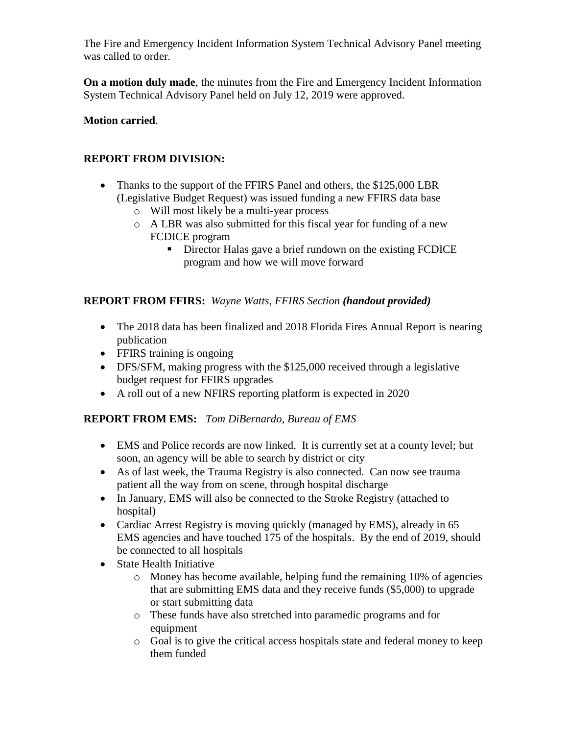The Fire and Emergency Incident Information System Technical Advisory Panel meeting was called to order.

**On a motion duly made**, the minutes from the Fire and Emergency Incident Information System Technical Advisory Panel held on July 12, 2019 were approved.

**Motion carried**.

**REPORT FROM DIVISION:**

- Thanks to the support of the FFIRS Panel and others, the $125,000 LBR (Legislative Budget Request) was issued funding a new FFIRS data base
  - Will most likely be a multi-year process
  - A LBR was also submitted for this fiscal year for funding of a new FCDICE program
    - Director Halas gave a brief rundown on the existing FCDICE program and how we will move forward

**REPORT FROM FFIRS:** *Wayne Watts, FFIRS Section* ***(handout provided)***

- The 2018 data has been finalized and 2018 Florida Fires Annual Report is nearing publication
- FFIRS training is ongoing
- DFS/SFM, making progress with the $125,000 received through a legislative budget request for FFIRS upgrades
- A roll out of a new NFIRS reporting platform is expected in 2020

**REPORT FROM EMS:** *Tom DiBernardo, Bureau of EMS*

- EMS and Police records are now linked. It is currently set at a county level; but soon, an agency will be able to search by district or city
- As of last week, the Trauma Registry is also connected. Can now see trauma patient all the way from on scene, through hospital discharge
- In January, EMS will also be connected to the Stroke Registry (attached to hospital)
- Cardiac Arrest Registry is moving quickly (managed by EMS), already in 65 EMS agencies and have touched 175 of the hospitals. By the end of 2019, should be connected to all hospitals
- State Health Initiative
  - Money has become available, helping fund the remaining 10% of agencies that are submitting EMS data and they receive funds ($5,000) to upgrade or start submitting data
  - These funds have also stretched into paramedic programs and for equipment
  - Goal is to give the critical access hospitals state and federal money to keep them funded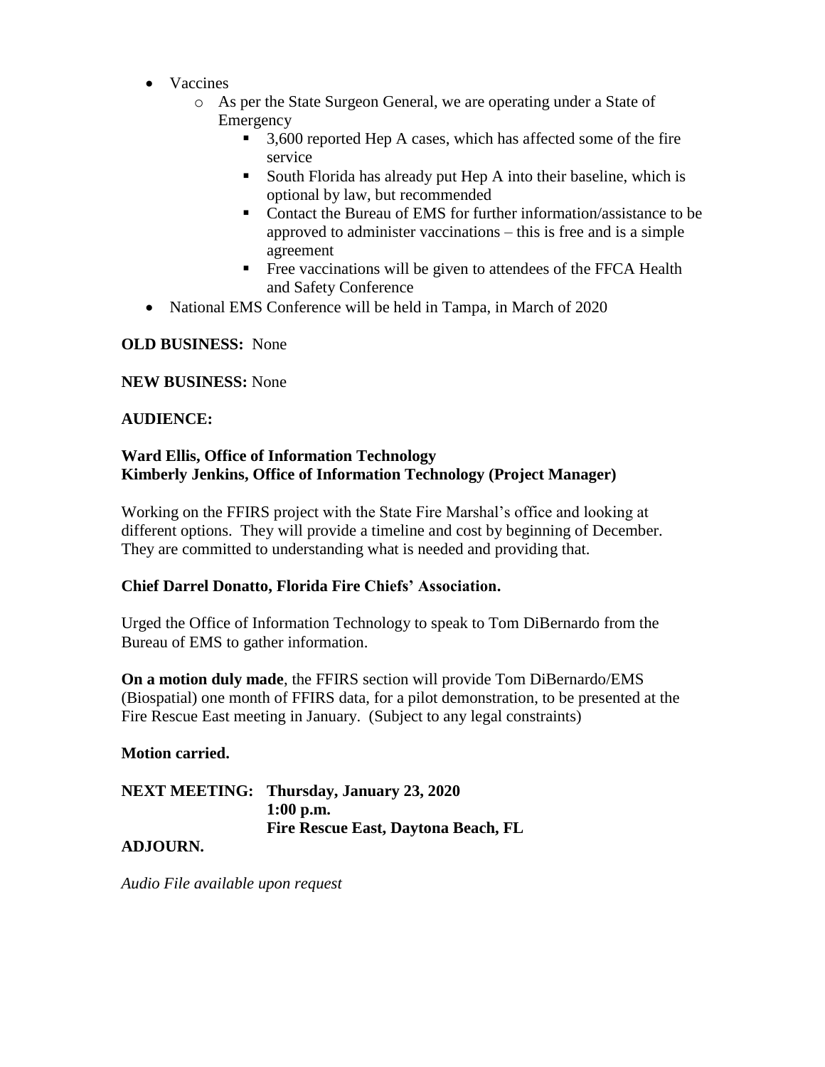- Vaccines
  - As per the State Surgeon General, we are operating under a State of Emergency
    - 3,600 reported Hep A cases, which has affected some of the fire service
    - South Florida has already put Hep A into their baseline, which is optional by law, but recommended
    - Contact the Bureau of EMS for further information/assistance to be approved to administer vaccinations – this is free and is a simple agreement
    - Free vaccinations will be given to attendees of the FFCA Health and Safety Conference
- National EMS Conference will be held in Tampa, in March of 2020

**OLD BUSINESS:** None

**NEW BUSINESS:** None

**AUDIENCE:**

**Ward Ellis, Office of Information Technology**
**Kimberly Jenkins, Office of Information Technology (Project Manager)**

Working on the FFIRS project with the State Fire Marshal's office and looking at different options. They will provide a timeline and cost by beginning of December. They are committed to understanding what is needed and providing that.

**Chief Darrel Donatto, Florida Fire Chiefs' Association.**

Urged the Office of Information Technology to speak to Tom DiBernardo from the Bureau of EMS to gather information.

**On a motion duly made**, the FFIRS section will provide Tom DiBernardo/EMS (Biospatial) one month of FFIRS data, for a pilot demonstration, to be presented at the Fire Rescue East meeting in January. (Subject to any legal constraints)

**Motion carried.**

**NEXT MEETING: Thursday, January 23, 2020**
**1:00 p.m.**
**Fire Rescue East, Daytona Beach, FL**

**ADJOURN.**

*Audio File available upon request*